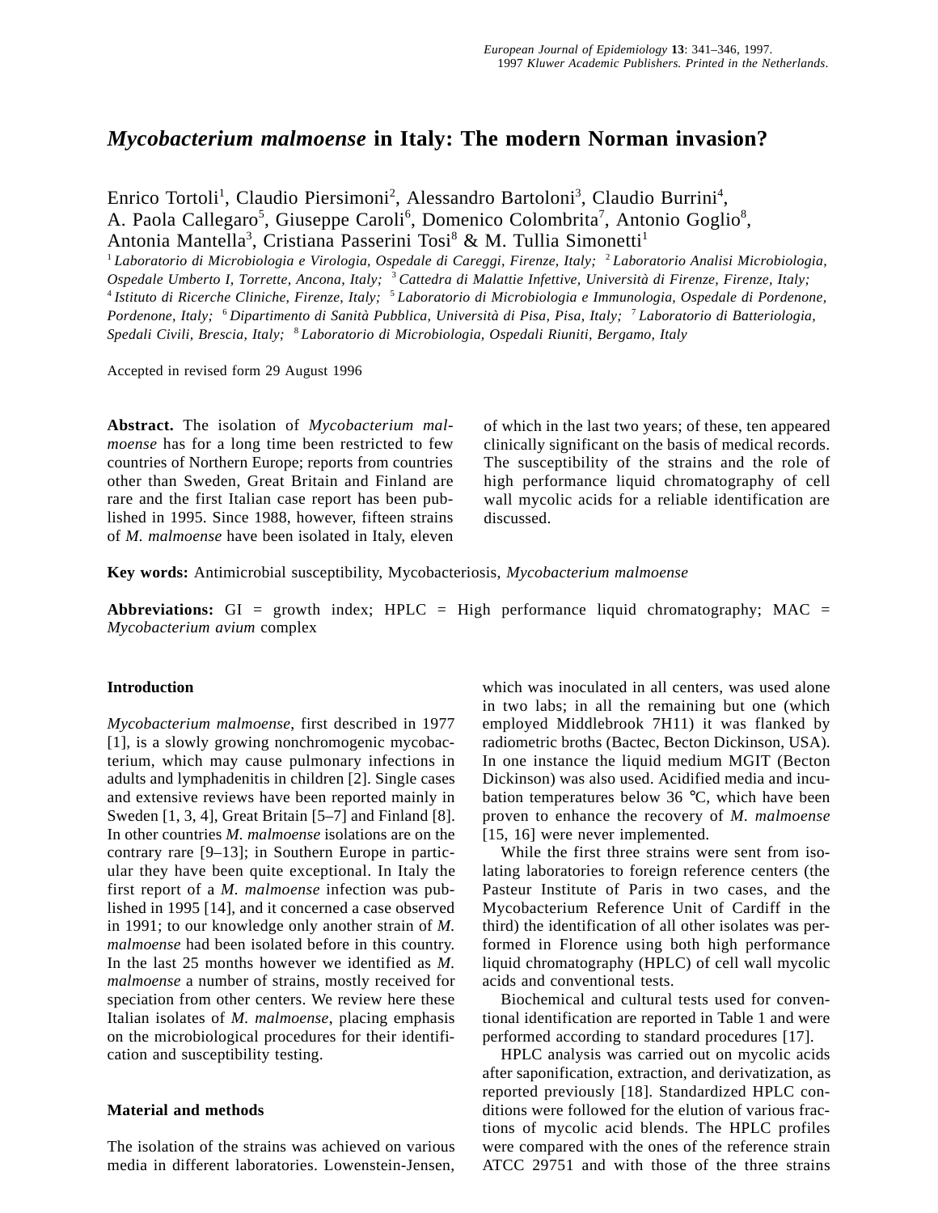# *Mycobacterium malmoense* in Italy: The modern Norman invasion?

Enrico Tortoli[1], Claudio Piersimoni[2], Alessandro Bartoloni[3], Claudio Burrini[4], A. Paola Callegaro[5], Giuseppe Caroli[6], Domenico Colombrita[7], Antonio Goglio[8], Antonia Mantella[3], Cristiana Passerini Tosi[8] & M. Tullia Simonetti[1]

[1] *Laboratorio di Microbiologia e Virologia, Ospedale di Careggi, Firenze, Italy;* [2] *Laboratorio Analisi Microbiologia, Ospedale Umberto I, Torrette, Ancona, Italy;* [3] *Cattedra di Malattie Infettive, Università di Firenze, Firenze, Italy;* [4] *Istituto di Ricerche Cliniche, Firenze, Italy;* [5] *Laboratorio di Microbiologia e Immunologia, Ospedale di Pordenone, Pordenone, Italy;* [6] *Dipartimento di Sanità Pubblica, Università di Pisa, Pisa, Italy;* [7] *Laboratorio di Batteriologia, Spedali Civili, Brescia, Italy;* [8] *Laboratorio di Microbiologia, Ospedali Riuniti, Bergamo, Italy*

Accepted in revised form 29 August 1996

**Abstract.** The isolation of *Mycobacterium malmoense* has for a long time been restricted to few countries of Northern Europe; reports from countries other than Sweden, Great Britain and Finland are rare and the first Italian case report has been published in 1995. Since 1988, however, fifteen strains of *M. malmoense* have been isolated in Italy, eleven of which in the last two years; of these, ten appeared clinically significant on the basis of medical records. The susceptibility of the strains and the role of high performance liquid chromatography of cell wall mycolic acids for a reliable identification are discussed.

**Key words:** Antimicrobial susceptibility, Mycobacteriosis, *Mycobacterium malmoense*

**Abbreviations:** GI = growth index; HPLC = High performance liquid chromatography; MAC = *Mycobacterium avium* complex

## Introduction

*Mycobacterium malmoense*, first described in 1977 [1], is a slowly growing nonchromogenic mycobacterium, which may cause pulmonary infections in adults and lymphadenitis in children [2]. Single cases and extensive reviews have been reported mainly in Sweden [1, 3, 4], Great Britain [5–7] and Finland [8]. In other countries *M. malmoense* isolations are on the contrary rare [9–13]; in Southern Europe in particular they have been quite exceptional. In Italy the first report of a *M. malmoense* infection was published in 1995 [14], and it concerned a case observed in 1991; to our knowledge only another strain of *M. malmoense* had been isolated before in this country. In the last 25 months however we identified as *M. malmoense* a number of strains, mostly received for speciation from other centers. We review here these Italian isolates of *M. malmoense*, placing emphasis on the microbiological procedures for their identification and susceptibility testing.

## Material and methods

The isolation of the strains was achieved on various media in different laboratories. Lowenstein-Jensen, which was inoculated in all centers, was used alone in two labs; in all the remaining but one (which employed Middlebrook 7H11) it was flanked by radiometric broths (Bactec, Becton Dickinson, USA). In one instance the liquid medium MGIT (Becton Dickinson) was also used. Acidified media and incubation temperatures below 36 °C, which have been proven to enhance the recovery of *M. malmoense* [15, 16] were never implemented.

While the first three strains were sent from isolating laboratories to foreign reference centers (the Pasteur Institute of Paris in two cases, and the Mycobacterium Reference Unit of Cardiff in the third) the identification of all other isolates was performed in Florence using both high performance liquid chromatography (HPLC) of cell wall mycolic acids and conventional tests.

Biochemical and cultural tests used for conventional identification are reported in Table 1 and were performed according to standard procedures [17].

HPLC analysis was carried out on mycolic acids after saponification, extraction, and derivatization, as reported previously [18]. Standardized HPLC conditions were followed for the elution of various fractions of mycolic acid blends. The HPLC profiles were compared with the ones of the reference strain ATCC 29751 and with those of the three strains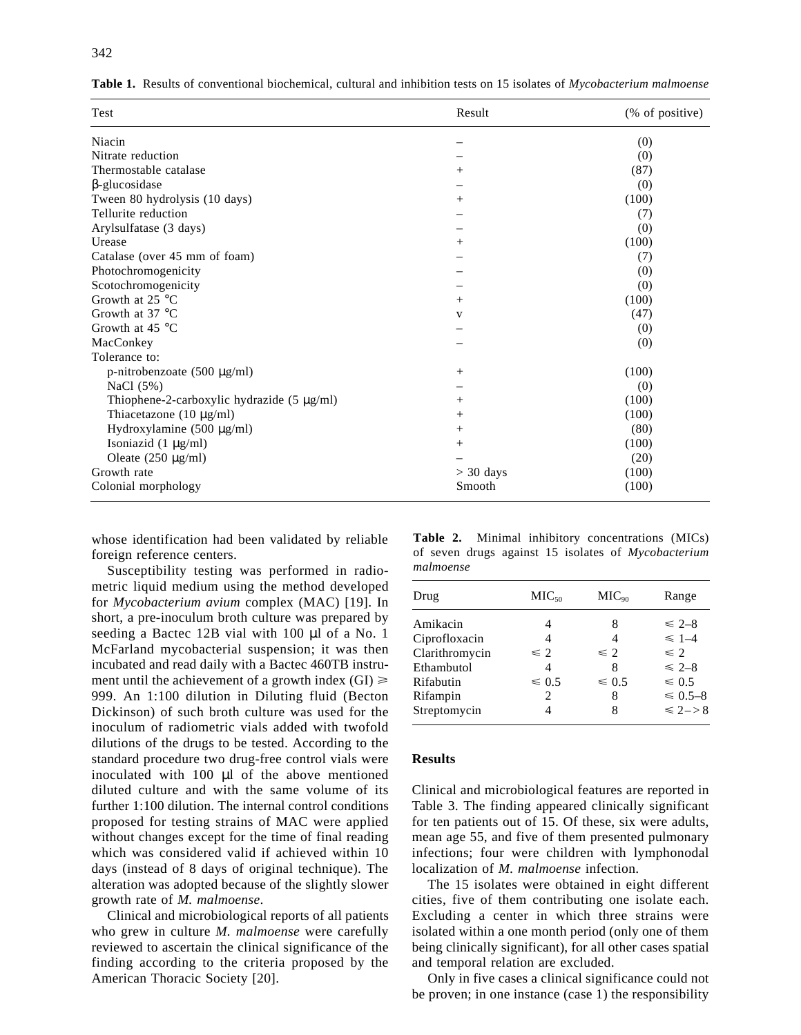**Table 1.** Results of conventional biochemical, cultural and inhibition tests on 15 isolates of *Mycobacterium malmoense*

| Test | Result | (% of positive) |
|---|---|---|
| Niacin | – | (0) |
| Nitrate reduction | – | (0) |
| Thermostable catalase | + | (87) |
| β-glucosidase | – | (0) |
| Tween 80 hydrolysis (10 days) | + | (100) |
| Tellurite reduction | – | (7) |
| Arylsulfatase (3 days) | – | (0) |
| Urease | + | (100) |
| Catalase (over 45 mm of foam) | – | (7) |
| Photochromogenicity | – | (0) |
| Scotochromogenicity | – | (0) |
| Growth at 25 °C | + | (100) |
| Growth at 37 °C | v | (47) |
| Growth at 45 °C | – | (0) |
| MacConkey | – | (0) |
| Tolerance to: | | |
| p-nitrobenzoate (500 μg/ml) | + | (100) |
| NaCl (5%) | – | (0) |
| Thiophene-2-carboxylic hydrazide (5 μg/ml) | + | (100) |
| Thiacetazone (10 μg/ml) | + | (100) |
| Hydroxylamine (500 μg/ml) | + | (80) |
| Isoniazid (1 μg/ml) | + | (100) |
| Oleate (250 μg/ml) | – | (20) |
| Growth rate | > 30 days | (100) |
| Colonial morphology | Smooth | (100) |

whose identification had been validated by reliable foreign reference centers.

Susceptibility testing was performed in radiometric liquid medium using the method developed for *Mycobacterium avium* complex (MAC) [19]. In short, a pre-inoculum broth culture was prepared by seeding a Bactec 12B vial with 100 μl of a No. 1 McFarland mycobacterial suspension; it was then incubated and read daily with a Bactec 460TB instrument until the achievement of a growth index (GI) ⩾ 999. An 1:100 dilution in Diluting fluid (Becton Dickinson) of such broth culture was used for the inoculum of radiometric vials added with twofold dilutions of the drugs to be tested. According to the standard procedure two drug-free control vials were inoculated with 100 μl of the above mentioned diluted culture and with the same volume of its further 1:100 dilution. The internal control conditions proposed for testing strains of MAC were applied without changes except for the time of final reading which was considered valid if achieved within 10 days (instead of 8 days of original technique). The alteration was adopted because of the slightly slower growth rate of *M. malmoense*.

Clinical and microbiological reports of all patients who grew in culture *M. malmoense* were carefully reviewed to ascertain the clinical significance of the finding according to the criteria proposed by the American Thoracic Society [20].

**Table 2.** Minimal inhibitory concentrations (MICs) of seven drugs against 15 isolates of *Mycobacterium malmoense*

| Drug | $MIC_{50}$ | $MIC_{90}$ | Range |
|---|---|---|---|
| Amikacin | 4 | 8 | ⩽ 2–8 |
| Ciprofloxacin | 4 | 4 | ⩽ 1–4 |
| Clarithromycin | ⩽ 2 | ⩽ 2 | ⩽ 2 |
| Ethambutol | 4 | 8 | ⩽ 2–8 |
| Rifabutin | ⩽ 0.5 | ⩽ 0.5 | ⩽ 0.5 |
| Rifampin | 2 | 8 | ⩽ 0.5–8 |
| Streptomycin | 4 | 8 | ⩽ 2–> 8 |

## Results

Clinical and microbiological features are reported in Table 3. The finding appeared clinically significant for ten patients out of 15. Of these, six were adults, mean age 55, and five of them presented pulmonary infections; four were children with lymphonodal localization of *M. malmoense* infection.

The 15 isolates were obtained in eight different cities, five of them contributing one isolate each. Excluding a center in which three strains were isolated within a one month period (only one of them being clinically significant), for all other cases spatial and temporal relation are excluded.

Only in five cases a clinical significance could not be proven; in one instance (case 1) the responsibility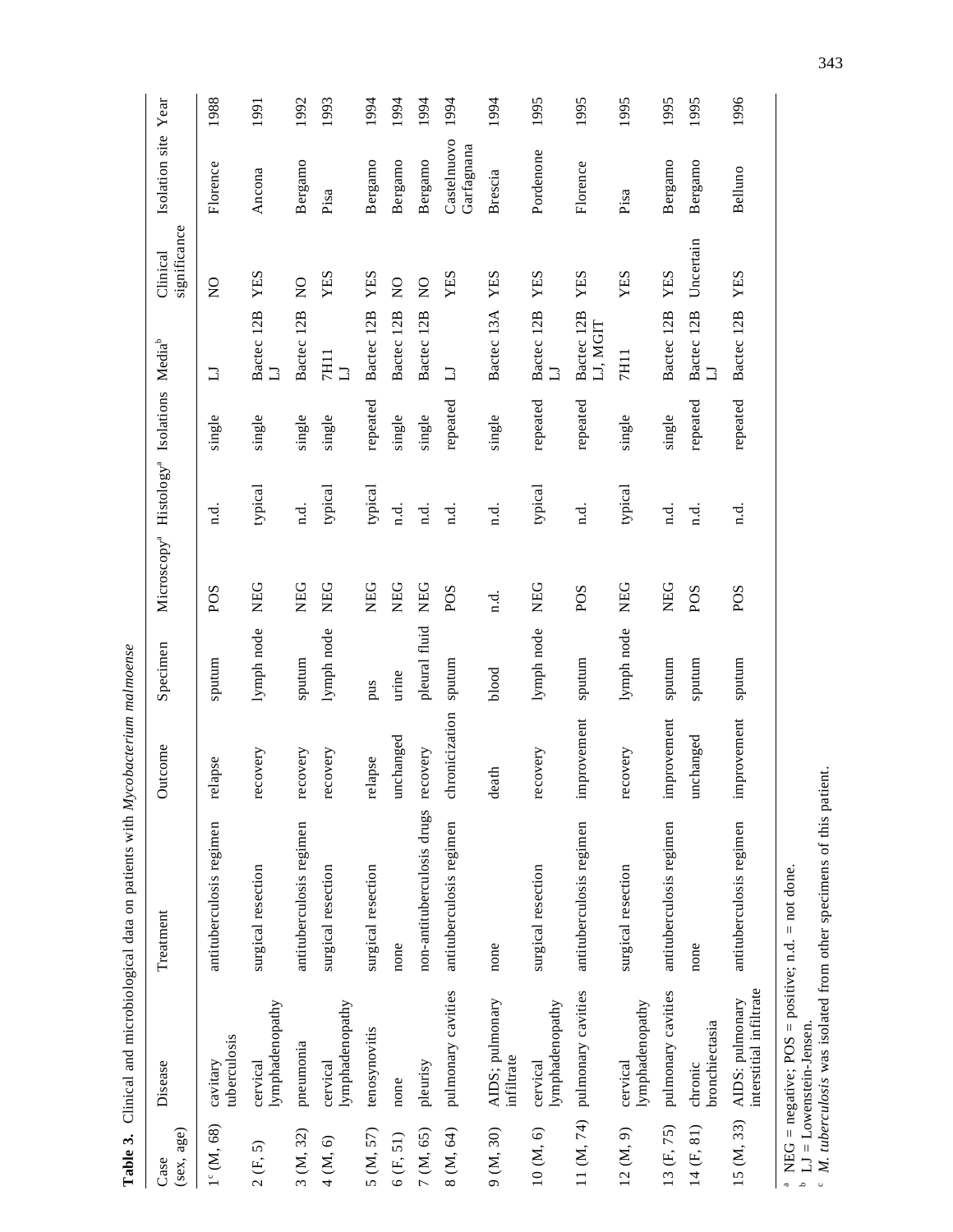**Table 3.** Clinical and microbiological data on patients with *Mycobacterium malmoense*

| Case (sex, age) | Disease | Treatment | Outcome | Specimen | Microscopy[a] | Histology[a] | Isolations | Media[b] | Clinical significance | Isolation site | Year |
|---|---|---|---|---|---|---|---|---|---|---|---|
| 1[c] (M, 68) | cavitary tuberculosis | antituberculosis regimen | relapse | sputum | POS | n.d. | single | LJ | NO | Florence | 1988 |
| 2 (F, 5) | cervical lymphadenopathy | surgical resection | recovery | lymph node | NEG | typical | single | Bactec 12B LJ | YES | Ancona | 1991 |
| 3 (M, 32) | pneumonia | antituberculosis regimen | recovery | sputum | NEG | n.d. | single | Bactec 12B | NO | Bergamo | 1992 |
| 4 (M, 6) | cervical lymphadenopathy | surgical resection | recovery | lymph node | NEG | typical | single | 7H11 LJ | YES | Pisa | 1993 |
| 5 (M, 57) | tenosynovitis | surgical resection | relapse | pus | NEG | typical | repeated | Bactec 12B | YES | Bergamo | 1994 |
| 6 (F, 51) | none | none | unchanged | urine | NEG | n.d. | single | Bactec 12B | NO | Bergamo | 1994 |
| 7 (M, 65) | pleurisy | non-antituberculosis drugs | recovery | pleural fluid | NEG | n.d. | single | Bactec 12B | NO | Bergamo | 1994 |
| 8 (M, 64) | pulmonary cavities | antituberculosis regimen | chronicization | sputum | POS | n.d. | repeated | LJ | YES | Castelnuovo Garfagnana | 1994 |
| 9 (M, 30) | AIDS; pulmonary infiltrate | none | death | blood | n.d. | n.d. | single | Bactec 13A | YES | Brescia | 1994 |
| 10 (M, 6) | cervical lymphadenopathy | surgical resection | recovery | lymph node | NEG | typical | repeated | Bactec 12B LJ | YES | Pordenone | 1995 |
| 11 (M, 74) | pulmonary cavities | antituberculosis regimen | improvement | sputum | POS | n.d. | repeated | Bactec 12B LJ, MGIT | YES | Florence | 1995 |
| 12 (M, 9) | cervical lymphadenopathy | surgical resection | recovery | lymph node | NEG | typical | single | 7H11 | YES | Pisa | 1995 |
| 13 (F, 75) | pulmonary cavities | antituberculosis regimen | improvement | sputum | NEG | n.d. | single | Bactec 12B | YES | Bergamo | 1995 |
| 14 (F, 81) | chronic bronchiectasia | none | unchanged | sputum | POS | n.d. | repeated | Bactec 12B LJ | Uncertain | Bergamo | 1995 |
| 15 (M, 33) | AIDS; pulmonary interstitial infiltrate | antituberculosis regimen | improvement | sputum | POS | n.d. | repeated | Bactec 12B | YES | Belluno | 1996 |

[a] NEG = negative; POS = positive; n.d. = not done.
[b] LJ = Lowenstein-Jensen.
[c] *M. tuberculosis* was isolated from other specimens of this patient.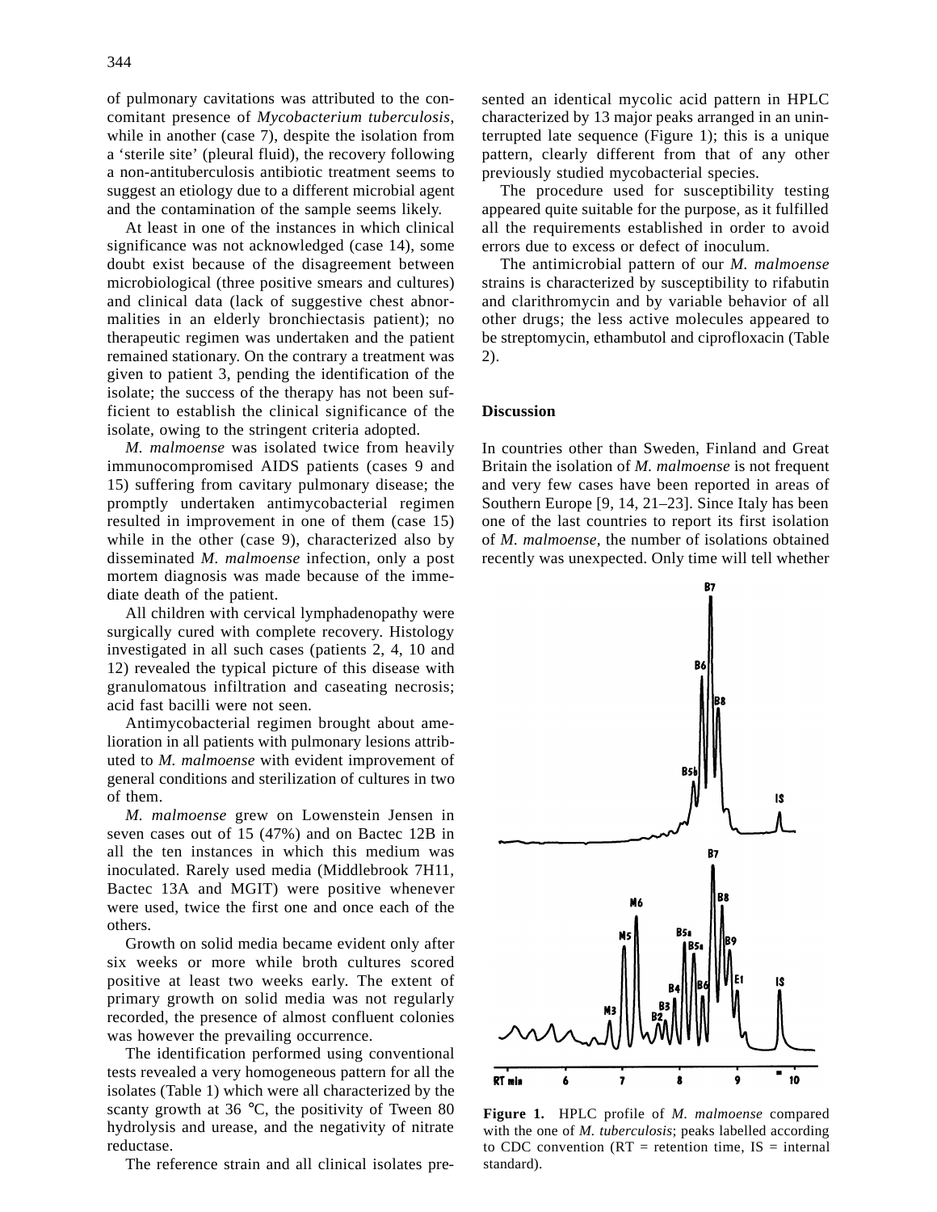of pulmonary cavitations was attributed to the concomitant presence of *Mycobacterium tuberculosis*, while in another (case 7), despite the isolation from a 'sterile site' (pleural fluid), the recovery following a non-antituberculosis antibiotic treatment seems to suggest an etiology due to a different microbial agent and the contamination of the sample seems likely.

At least in one of the instances in which clinical significance was not acknowledged (case 14), some doubt exist because of the disagreement between microbiological (three positive smears and cultures) and clinical data (lack of suggestive chest abnormalities in an elderly bronchiectasis patient); no therapeutic regimen was undertaken and the patient remained stationary. On the contrary a treatment was given to patient 3, pending the identification of the isolate; the success of the therapy has not been sufficient to establish the clinical significance of the isolate, owing to the stringent criteria adopted.

*M. malmoense* was isolated twice from heavily immunocompromised AIDS patients (cases 9 and 15) suffering from cavitary pulmonary disease; the promptly undertaken antimycobacterial regimen resulted in improvement in one of them (case 15) while in the other (case 9), characterized also by disseminated *M. malmoense* infection, only a post mortem diagnosis was made because of the immediate death of the patient.

All children with cervical lymphadenopathy were surgically cured with complete recovery. Histology investigated in all such cases (patients 2, 4, 10 and 12) revealed the typical picture of this disease with granulomatous infiltration and caseating necrosis; acid fast bacilli were not seen.

Antimycobacterial regimen brought about amelioration in all patients with pulmonary lesions attributed to *M. malmoense* with evident improvement of general conditions and sterilization of cultures in two of them.

*M. malmoense* grew on Lowenstein Jensen in seven cases out of 15 (47%) and on Bactec 12B in all the ten instances in which this medium was inoculated. Rarely used media (Middlebrook 7H11, Bactec 13A and MGIT) were positive whenever were used, twice the first one and once each of the others.

Growth on solid media became evident only after six weeks or more while broth cultures scored positive at least two weeks early. The extent of primary growth on solid media was not regularly recorded, the presence of almost confluent colonies was however the prevailing occurrence.

The identification performed using conventional tests revealed a very homogeneous pattern for all the isolates (Table 1) which were all characterized by the scanty growth at 36 °C, the positivity of Tween 80 hydrolysis and urease, and the negativity of nitrate reductase.

The reference strain and all clinical isolates presented an identical mycolic acid pattern in HPLC characterized by 13 major peaks arranged in an uninterrupted late sequence (Figure 1); this is a unique pattern, clearly different from that of any other previously studied mycobacterial species.

The procedure used for susceptibility testing appeared quite suitable for the purpose, as it fulfilled all the requirements established in order to avoid errors due to excess or defect of inoculum.

The antimicrobial pattern of our *M. malmoense* strains is characterized by susceptibility to rifabutin and clarithromycin and by variable behavior of all other drugs; the less active molecules appeared to be streptomycin, ethambutol and ciprofloxacin (Table 2).

## Discussion

In countries other than Sweden, Finland and Great Britain the isolation of *M. malmoense* is not frequent and very few cases have been reported in areas of Southern Europe [9, 14, 21–23]. Since Italy has been one of the last countries to report its first isolation of *M. malmoense*, the number of isolations obtained recently was unexpected. Only time will tell whether

**Figure 1.** HPLC profile of *M. malmoense* compared with the one of *M. tuberculosis*; peaks labelled according to CDC convention (RT = retention time, IS = internal standard).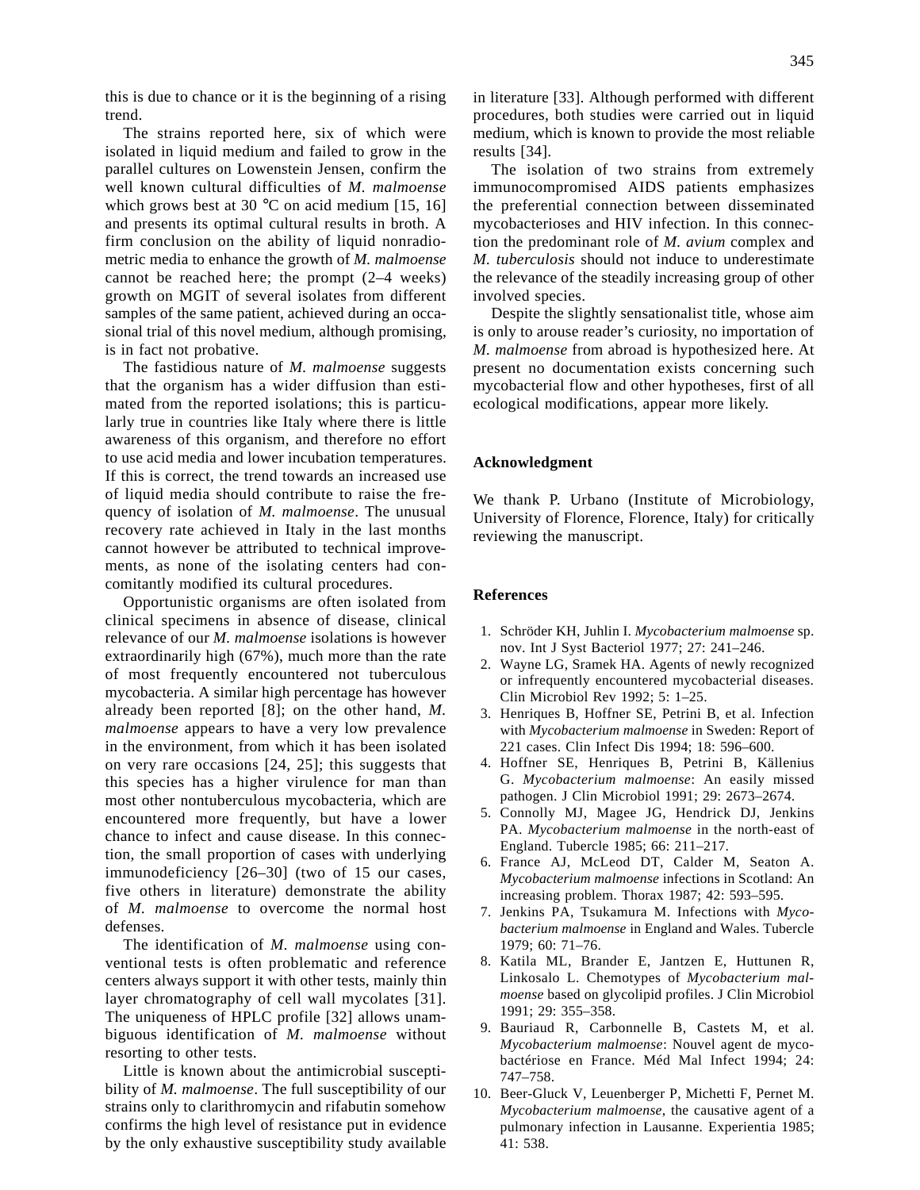this is due to chance or it is the beginning of a rising trend.

The strains reported here, six of which were isolated in liquid medium and failed to grow in the parallel cultures on Lowenstein Jensen, confirm the well known cultural difficulties of *M. malmoense* which grows best at 30 °C on acid medium [15, 16] and presents its optimal cultural results in broth. A firm conclusion on the ability of liquid nonradiometric media to enhance the growth of *M. malmoense* cannot be reached here; the prompt (2–4 weeks) growth on MGIT of several isolates from different samples of the same patient, achieved during an occasional trial of this novel medium, although promising, is in fact not probative.

The fastidious nature of *M. malmoense* suggests that the organism has a wider diffusion than estimated from the reported isolations; this is particularly true in countries like Italy where there is little awareness of this organism, and therefore no effort to use acid media and lower incubation temperatures. If this is correct, the trend towards an increased use of liquid media should contribute to raise the frequency of isolation of *M. malmoense*. The unusual recovery rate achieved in Italy in the last months cannot however be attributed to technical improvements, as none of the isolating centers had concomitantly modified its cultural procedures.

Opportunistic organisms are often isolated from clinical specimens in absence of disease, clinical relevance of our *M. malmoense* isolations is however extraordinarily high (67%), much more than the rate of most frequently encountered not tuberculous mycobacteria. A similar high percentage has however already been reported [8]; on the other hand, *M. malmoense* appears to have a very low prevalence in the environment, from which it has been isolated on very rare occasions [24, 25]; this suggests that this species has a higher virulence for man than most other nontuberculous mycobacteria, which are encountered more frequently, but have a lower chance to infect and cause disease. In this connection, the small proportion of cases with underlying immunodeficiency [26–30] (two of 15 our cases, five others in literature) demonstrate the ability of *M. malmoense* to overcome the normal host defenses.

The identification of *M. malmoense* using conventional tests is often problematic and reference centers always support it with other tests, mainly thin layer chromatography of cell wall mycolates [31]. The uniqueness of HPLC profile [32] allows unambiguous identification of *M. malmoense* without resorting to other tests.

Little is known about the antimicrobial susceptibility of *M. malmoense*. The full susceptibility of our strains only to clarithromycin and rifabutin somehow confirms the high level of resistance put in evidence by the only exhaustive susceptibility study available in literature [33]. Although performed with different procedures, both studies were carried out in liquid medium, which is known to provide the most reliable results [34].

The isolation of two strains from extremely immunocompromised AIDS patients emphasizes the preferential connection between disseminated mycobacterioses and HIV infection. In this connection the predominant role of *M. avium* complex and *M. tuberculosis* should not induce to underestimate the relevance of the steadily increasing group of other involved species.

Despite the slightly sensationalist title, whose aim is only to arouse reader's curiosity, no importation of *M. malmoense* from abroad is hypothesized here. At present no documentation exists concerning such mycobacterial flow and other hypotheses, first of all ecological modifications, appear more likely.

## Acknowledgment

We thank P. Urbano (Institute of Microbiology, University of Florence, Florence, Italy) for critically reviewing the manuscript.

## References

1. Schröder KH, Juhlin I. *Mycobacterium malmoense* sp. nov. Int J Syst Bacteriol 1977; 27: 241–246.
2. Wayne LG, Sramek HA. Agents of newly recognized or infrequently encountered mycobacterial diseases. Clin Microbiol Rev 1992; 5: 1–25.
3. Henriques B, Hoffner SE, Petrini B, et al. Infection with *Mycobacterium malmoense* in Sweden: Report of 221 cases. Clin Infect Dis 1994; 18: 596–600.
4. Hoffner SE, Henriques B, Petrini B, Källenius G. *Mycobacterium malmoense*: An easily missed pathogen. J Clin Microbiol 1991; 29: 2673–2674.
5. Connolly MJ, Magee JG, Hendrick DJ, Jenkins PA. *Mycobacterium malmoense* in the north-east of England. Tubercle 1985; 66: 211–217.
6. France AJ, McLeod DT, Calder M, Seaton A. *Mycobacterium malmoense* infections in Scotland: An increasing problem. Thorax 1987; 42: 593–595.
7. Jenkins PA, Tsukamura M. Infections with *Mycobacterium malmoense* in England and Wales. Tubercle 1979; 60: 71–76.
8. Katila ML, Brander E, Jantzen E, Huttunen R, Linkosalo L. Chemotypes of *Mycobacterium malmoense* based on glycolipid profiles. J Clin Microbiol 1991; 29: 355–358.
9. Bauriaud R, Carbonnelle B, Castets M, et al. *Mycobacterium malmoense*: Nouvel agent de mycobactériose en France. Méd Mal Infect 1994; 24: 747–758.
10. Beer-Gluck V, Leuenberger P, Michetti F, Pernet M. *Mycobacterium malmoense*, the causative agent of a pulmonary infection in Lausanne. Experientia 1985; 41: 538.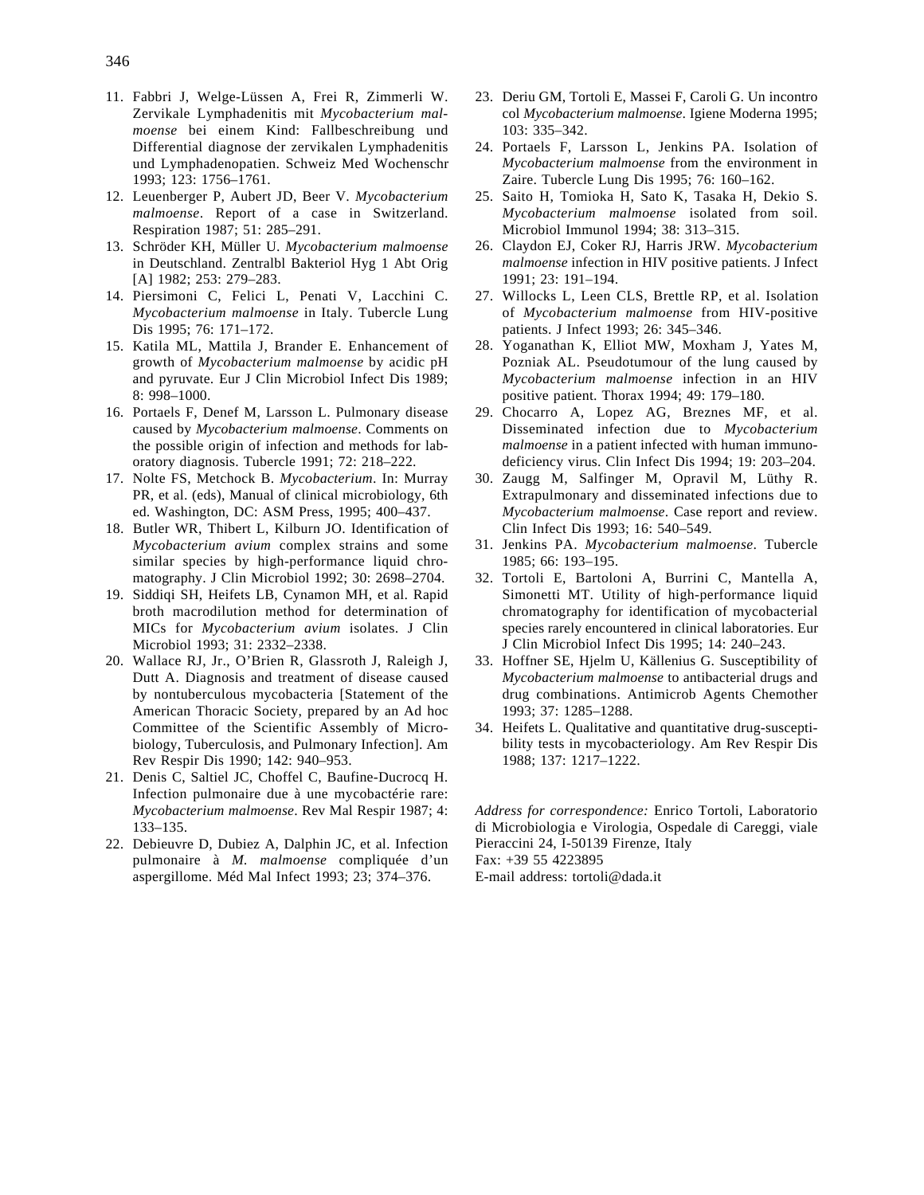11. Fabbri J, Welge-Lüssen A, Frei R, Zimmerli W. Zervikale Lymphadenitis mit *Mycobacterium malmoense* bei einem Kind: Fallbeschreibung und Differential diagnose der zervikalen Lymphadenitis und Lymphadenopatien. Schweiz Med Wochenschr 1993; 123: 1756–1761.
12. Leuenberger P, Aubert JD, Beer V. *Mycobacterium malmoense*. Report of a case in Switzerland. Respiration 1987; 51: 285–291.
13. Schröder KH, Müller U. *Mycobacterium malmoense* in Deutschland. Zentralbl Bakteriol Hyg 1 Abt Orig [A] 1982; 253: 279–283.
14. Piersimoni C, Felici L, Penati V, Lacchini C. *Mycobacterium malmoense* in Italy. Tubercle Lung Dis 1995; 76: 171–172.
15. Katila ML, Mattila J, Brander E. Enhancement of growth of *Mycobacterium malmoense* by acidic pH and pyruvate. Eur J Clin Microbiol Infect Dis 1989; 8: 998–1000.
16. Portaels F, Denef M, Larsson L. Pulmonary disease caused by *Mycobacterium malmoense*. Comments on the possible origin of infection and methods for laboratory diagnosis. Tubercle 1991; 72: 218–222.
17. Nolte FS, Metchock B. *Mycobacterium*. In: Murray PR, et al. (eds), Manual of clinical microbiology, 6th ed. Washington, DC: ASM Press, 1995; 400–437.
18. Butler WR, Thibert L, Kilburn JO. Identification of *Mycobacterium avium* complex strains and some similar species by high-performance liquid chromatography. J Clin Microbiol 1992; 30: 2698–2704.
19. Siddiqi SH, Heifets LB, Cynamon MH, et al. Rapid broth macrodilution method for determination of MICs for *Mycobacterium avium* isolates. J Clin Microbiol 1993; 31: 2332–2338.
20. Wallace RJ, Jr., O'Brien R, Glassroth J, Raleigh J, Dutt A. Diagnosis and treatment of disease caused by nontuberculous mycobacteria [Statement of the American Thoracic Society, prepared by an Ad hoc Committee of the Scientific Assembly of Microbiology, Tuberculosis, and Pulmonary Infection]. Am Rev Respir Dis 1990; 142: 940–953.
21. Denis C, Saltiel JC, Choffel C, Baufine-Ducrocq H. Infection pulmonaire due à une mycobactérie rare: *Mycobacterium malmoense*. Rev Mal Respir 1987; 4: 133–135.
22. Debieuvre D, Dubiez A, Dalphin JC, et al. Infection pulmonaire à *M. malmoense* compliquée d'un aspergillome. Méd Mal Infect 1993; 23; 374–376.
23. Deriu GM, Tortoli E, Massei F, Caroli G. Un incontro col *Mycobacterium malmoense*. Igiene Moderna 1995; 103: 335–342.
24. Portaels F, Larsson L, Jenkins PA. Isolation of *Mycobacterium malmoense* from the environment in Zaire. Tubercle Lung Dis 1995; 76: 160–162.
25. Saito H, Tomioka H, Sato K, Tasaka H, Dekio S. *Mycobacterium malmoense* isolated from soil. Microbiol Immunol 1994; 38: 313–315.
26. Claydon EJ, Coker RJ, Harris JRW. *Mycobacterium malmoense* infection in HIV positive patients. J Infect 1991; 23: 191–194.
27. Willocks L, Leen CLS, Brettle RP, et al. Isolation of *Mycobacterium malmoense* from HIV-positive patients. J Infect 1993; 26: 345–346.
28. Yoganathan K, Elliot MW, Moxham J, Yates M, Pozniak AL. Pseudotumour of the lung caused by *Mycobacterium malmoense* infection in an HIV positive patient. Thorax 1994; 49: 179–180.
29. Chocarro A, Lopez AG, Breznes MF, et al. Disseminated infection due to *Mycobacterium malmoense* in a patient infected with human immunodeficiency virus. Clin Infect Dis 1994; 19: 203–204.
30. Zaugg M, Salfinger M, Opravil M, Lüthy R. Extrapulmonary and disseminated infections due to *Mycobacterium malmoense*. Case report and review. Clin Infect Dis 1993; 16: 540–549.
31. Jenkins PA. *Mycobacterium malmoense*. Tubercle 1985; 66: 193–195.
32. Tortoli E, Bartoloni A, Burrini C, Mantella A, Simonetti MT. Utility of high-performance liquid chromatography for identification of mycobacterial species rarely encountered in clinical laboratories. Eur J Clin Microbiol Infect Dis 1995; 14: 240–243.
33. Hoffner SE, Hjelm U, Källenius G. Susceptibility of *Mycobacterium malmoense* to antibacterial drugs and drug combinations. Antimicrob Agents Chemother 1993; 37: 1285–1288.
34. Heifets L. Qualitative and quantitative drug-susceptibility tests in mycobacteriology. Am Rev Respir Dis 1988; 137: 1217–1222.

*Address for correspondence:* Enrico Tortoli, Laboratorio di Microbiologia e Virologia, Ospedale di Careggi, viale Pieraccini 24, I-50139 Firenze, Italy
Fax: +39 55 4223895
E-mail address: tortoli@dada.it